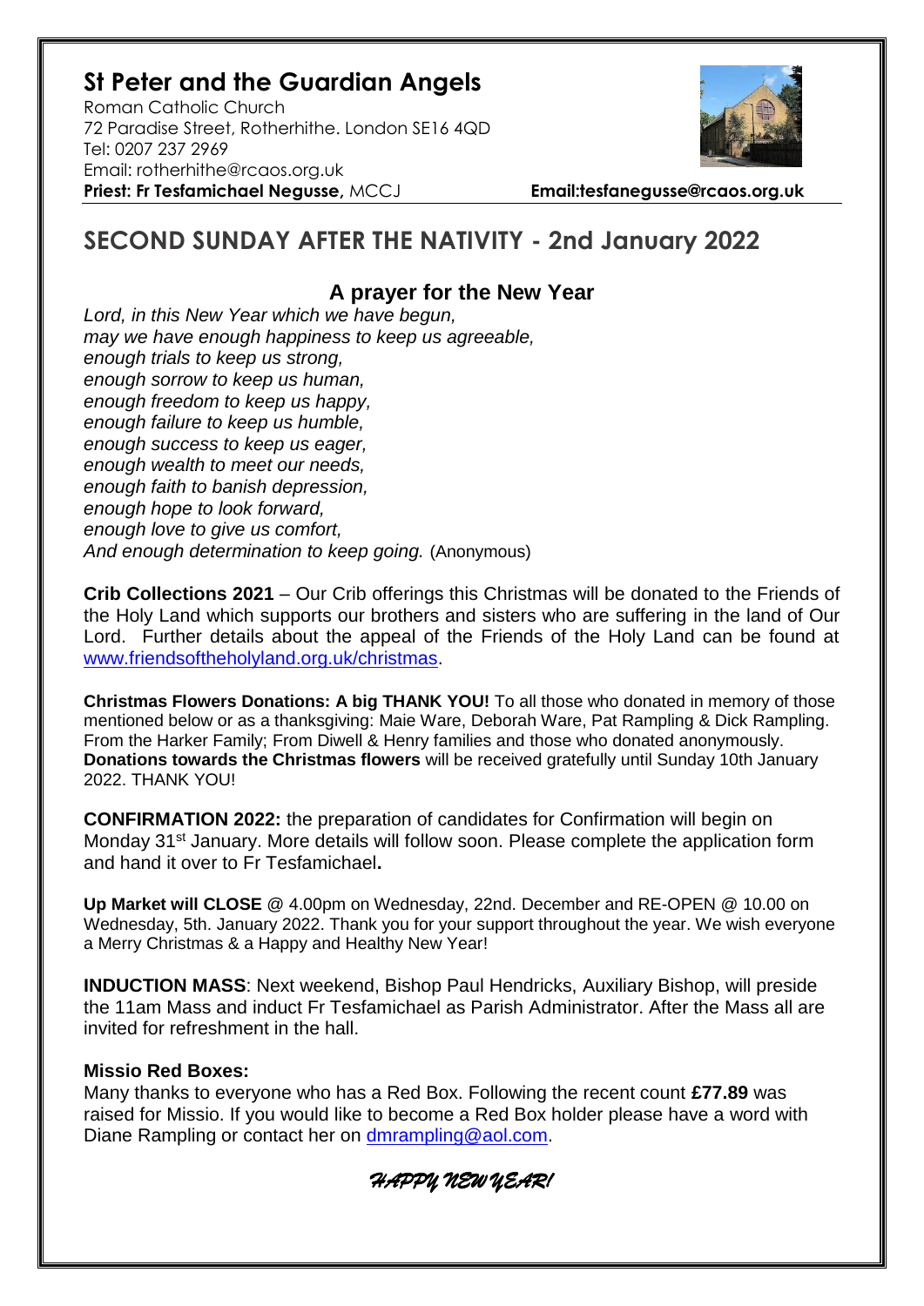# St Peter and the Guardian Angels

Roman Catholic Church
72 Paradise Street, Rotherhithe. London SE16 4QD
Tel: 0207 237 2969
Email: rotherhithe@rcaos.org.uk
**Priest: Fr Tesfamichael Negusse,** MCCJ **Email:tesfanegusse@rcaos.org.uk**

## SECOND SUNDAY AFTER THE NATIVITY - 2nd January 2022

### A prayer for the New Year

*Lord, in this New Year which we have begun,*
*may we have enough happiness to keep us agreeable,*
*enough trials to keep us strong,*
*enough sorrow to keep us human,*
*enough freedom to keep us happy,*
*enough failure to keep us humble,*
*enough success to keep us eager,*
*enough wealth to meet our needs,*
*enough faith to banish depression,*
*enough hope to look forward,*
*enough love to give us comfort,*
*And enough determination to keep going.* (Anonymous)

**Crib Collections 2021** – Our Crib offerings this Christmas will be donated to the Friends of the Holy Land which supports our brothers and sisters who are suffering in the land of Our Lord. Further details about the appeal of the Friends of the Holy Land can be found at www.friendsoftheholyland.org.uk/christmas.

**Christmas Flowers Donations: A big THANK YOU!** To all those who donated in memory of those mentioned below or as a thanksgiving: Maie Ware, Deborah Ware, Pat Rampling & Dick Rampling. From the Harker Family; From Diwell & Henry families and those who donated anonymously. **Donations towards the Christmas flowers** will be received gratefully until Sunday 10th January 2022. THANK YOU!

**CONFIRMATION 2022:** the preparation of candidates for Confirmation will begin on Monday 31st January. More details will follow soon. Please complete the application form and hand it over to Fr Tesfamichael**.**

**Up Market will CLOSE** @ 4.00pm on Wednesday, 22nd. December and RE-OPEN @ 10.00 on Wednesday, 5th. January 2022. Thank you for your support throughout the year. We wish everyone a Merry Christmas & a Happy and Healthy New Year!

**INDUCTION MASS**: Next weekend, Bishop Paul Hendricks, Auxiliary Bishop, will preside the 11am Mass and induct Fr Tesfamichael as Parish Administrator. After the Mass all are invited for refreshment in the hall.

**Missio Red Boxes:**
Many thanks to everyone who has a Red Box. Following the recent count **£77.89** was raised for Missio. If you would like to become a Red Box holder please have a word with Diane Rampling or contact her on dmrampling@aol.com.

*HAPPY NEW YEAR!*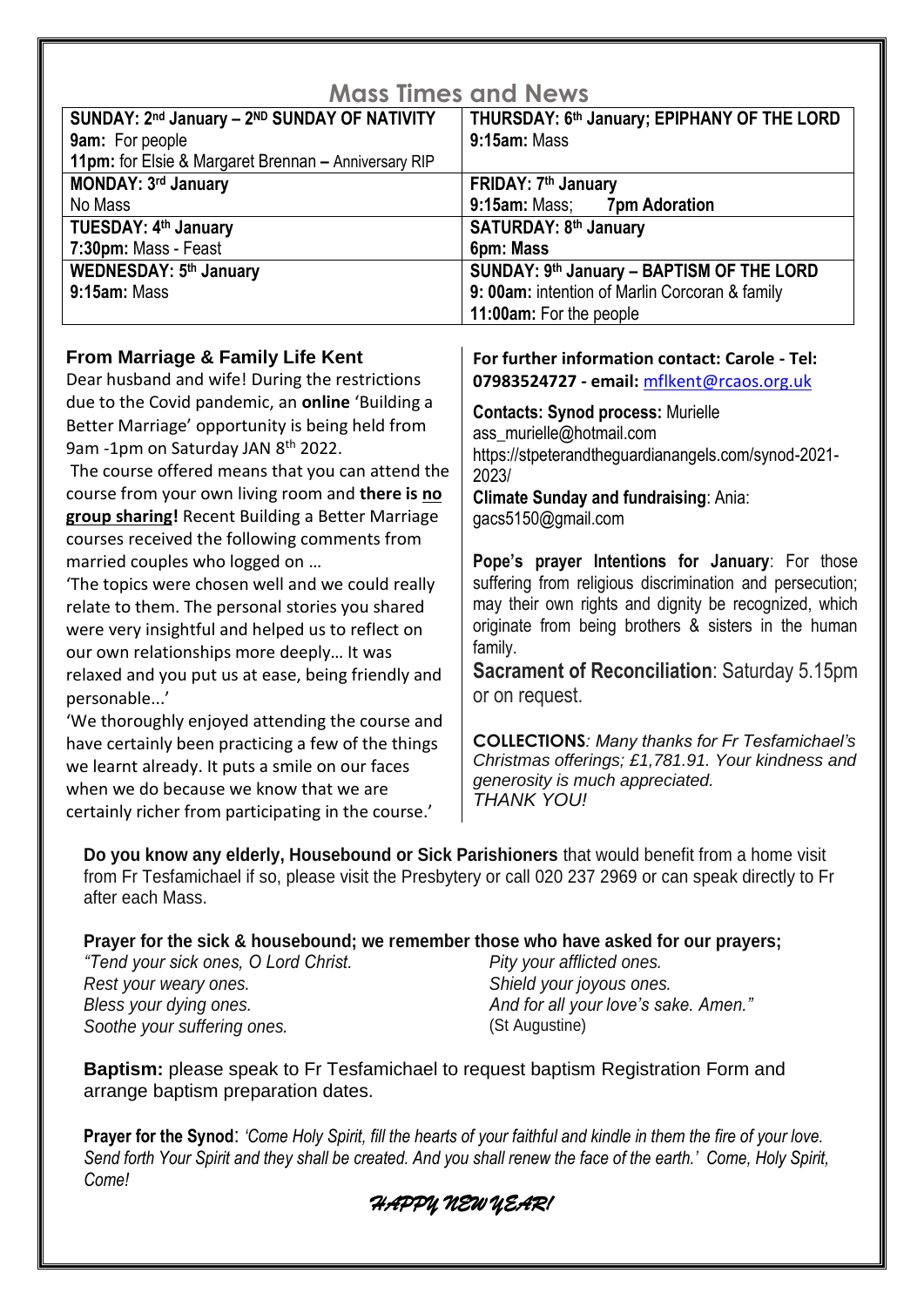## Mass Times and News

| | |
|---|---|
| **SUNDAY: 2nd January – 2ND SUNDAY OF NATIVITY**<br>**9am:** For people<br>**11pm:** for Elsie & Margaret Brennan **–** Anniversary RIP | **THURSDAY: 6th January; EPIPHANY OF THE LORD**<br>**9:15am:** Mass |
| **MONDAY: 3rd January**<br>No Mass | **FRIDAY: 7th January**<br>**9:15am:** Mass; **7pm Adoration** |
| **TUESDAY: 4th January**<br>**7:30pm:** Mass - Feast | **SATURDAY: 8th January**<br>**6pm: Mass** |
| **WEDNESDAY: 5th January**<br>**9:15am:** Mass | **SUNDAY: 9th January – BAPTISM OF THE LORD**<br>**9: 00am:** intention of Marlin Corcoran & family<br>**11:00am:** For the people |

### From Marriage & Family Life Kent

Dear husband and wife! During the restrictions due to the Covid pandemic, an **online** 'Building a Better Marriage' opportunity is being held from 9am -1pm on Saturday JAN 8th 2022.

The course offered means that you can attend the course from your own living room and **there is no group sharing!** Recent Building a Better Marriage courses received the following comments from married couples who logged on …

'The topics were chosen well and we could really relate to them. The personal stories you shared were very insightful and helped us to reflect on our own relationships more deeply… It was relaxed and you put us at ease, being friendly and personable...'

'We thoroughly enjoyed attending the course and have certainly been practicing a few of the things we learnt already. It puts a smile on our faces when we do because we know that we are certainly richer from participating in the course.'

**For further information contact: Carole - Tel: 07983524727 - email:** mflkent@rcaos.org.uk

**Contacts: Synod process:** Murielle
ass_murielle@hotmail.com
https://stpeterandtheguardianangels.com/synod-2021-2023/

**Climate Sunday and fundraising**: Ania:
gacs5150@gmail.com

**Pope's prayer Intentions for January**: For those suffering from religious discrimination and persecution; may their own rights and dignity be recognized, which originate from being brothers & sisters in the human family.

**Sacrament of Reconciliation**: Saturday 5.15pm or on request.

**COLLECTIONS***: Many thanks for Fr Tesfamichael's Christmas offerings; £1,781.91. Your kindness and generosity is much appreciated.*
*THANK YOU!*

**Do you know any elderly, Housebound or Sick Parishioners** that would benefit from a home visit from Fr Tesfamichael if so, please visit the Presbytery or call 020 237 2969 or can speak directly to Fr after each Mass.

**Prayer for the sick & housebound; we remember those who have asked for our prayers;**

*"Tend your sick ones, O Lord Christ.*
*Rest your weary ones.*
*Bless your dying ones.*
*Soothe your suffering ones.*
*Pity your afflicted ones.*
*Shield your joyous ones.*
*And for all your love's sake. Amen."*
(St Augustine)

**Baptism:** please speak to Fr Tesfamichael to request baptism Registration Form and arrange baptism preparation dates.

**Prayer for the Synod**: *'Come Holy Spirit, fill the hearts of your faithful and kindle in them the fire of your love. Send forth Your Spirit and they shall be created. And you shall renew the face of the earth.' Come, Holy Spirit, Come!*

*HAPPY NEW YEAR!*